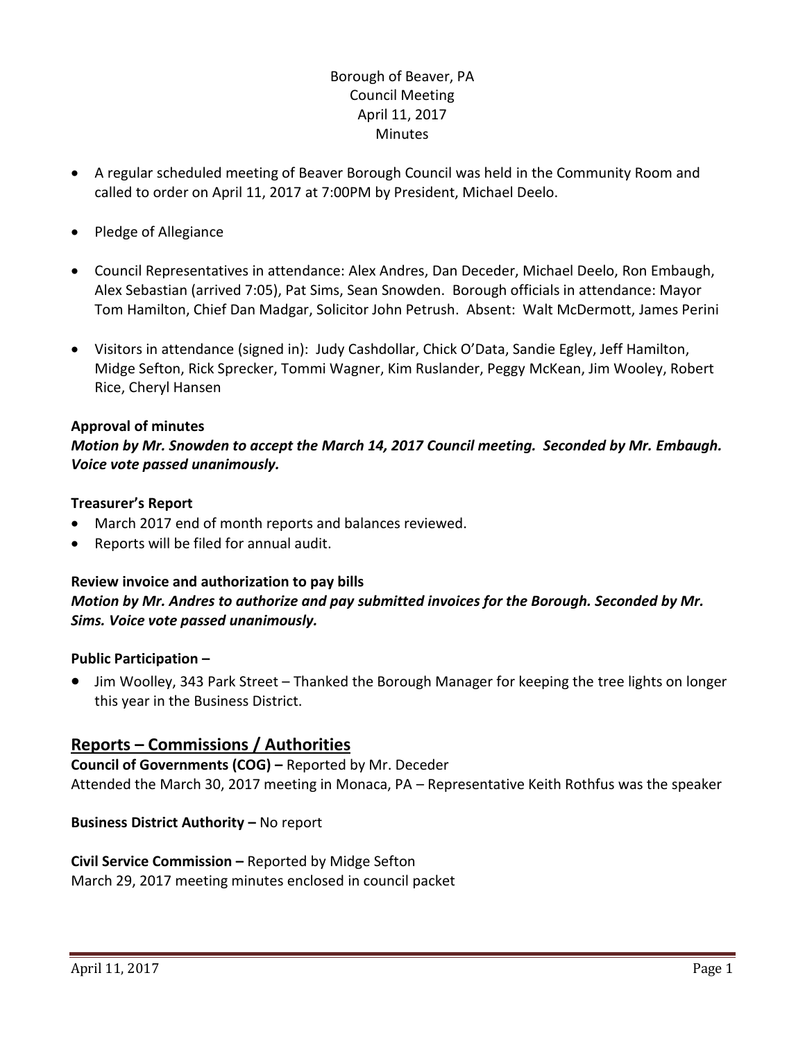Borough of Beaver, PA
Council Meeting
April 11, 2017
Minutes

- A regular scheduled meeting of Beaver Borough Council was held in the Community Room and called to order on April 11, 2017 at 7:00PM by President, Michael Deelo.
- Pledge of Allegiance
- Council Representatives in attendance: Alex Andres, Dan Deceder, Michael Deelo, Ron Embaugh, Alex Sebastian (arrived 7:05), Pat Sims, Sean Snowden. Borough officials in attendance: Mayor Tom Hamilton, Chief Dan Madgar, Solicitor John Petrush. Absent: Walt McDermott, James Perini
- Visitors in attendance (signed in): Judy Cashdollar, Chick O'Data, Sandie Egley, Jeff Hamilton, Midge Sefton, Rick Sprecker, Tommi Wagner, Kim Ruslander, Peggy McKean, Jim Wooley, Robert Rice, Cheryl Hansen

**Approval of minutes**

***Motion by Mr. Snowden to accept the March 14, 2017 Council meeting. Seconded by Mr. Embaugh. Voice vote passed unanimously.***

**Treasurer's Report**

- March 2017 end of month reports and balances reviewed.
- Reports will be filed for annual audit.

**Review invoice and authorization to pay bills**

***Motion by Mr. Andres to authorize and pay submitted invoices for the Borough. Seconded by Mr. Sims. Voice vote passed unanimously.***

**Public Participation –**

- Jim Woolley, 343 Park Street – Thanked the Borough Manager for keeping the tree lights on longer this year in the Business District.

## Reports – Commissions / Authorities

**Council of Governments (COG) –** Reported by Mr. Deceder
Attended the March 30, 2017 meeting in Monaca, PA – Representative Keith Rothfus was the speaker

**Business District Authority –** No report

**Civil Service Commission –** Reported by Midge Sefton
March 29, 2017 meeting minutes enclosed in council packet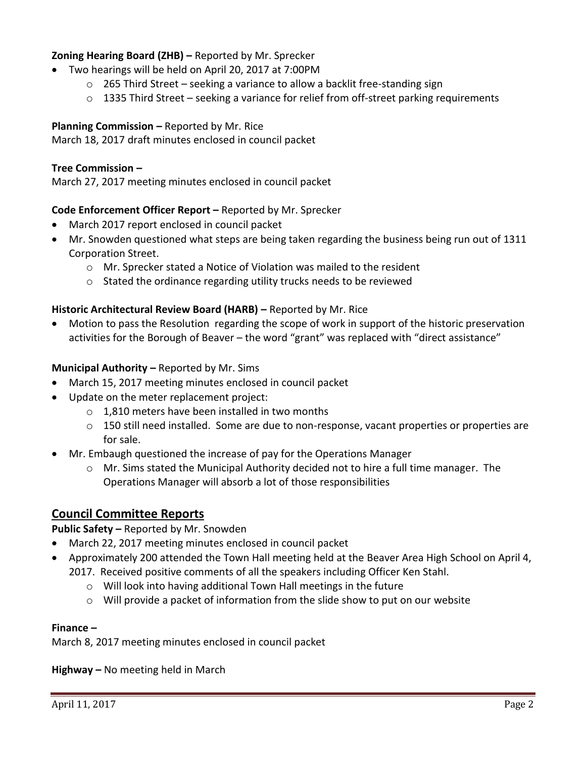**Zoning Hearing Board (ZHB) –** Reported by Mr. Sprecker

- Two hearings will be held on April 20, 2017 at 7:00PM
  - 265 Third Street – seeking a variance to allow a backlit free-standing sign
  - 1335 Third Street – seeking a variance for relief from off-street parking requirements

**Planning Commission –** Reported by Mr. Rice

March 18, 2017 draft minutes enclosed in council packet

**Tree Commission –**

March 27, 2017 meeting minutes enclosed in council packet

**Code Enforcement Officer Report –** Reported by Mr. Sprecker

- March 2017 report enclosed in council packet
- Mr. Snowden questioned what steps are being taken regarding the business being run out of 1311 Corporation Street.
  - Mr. Sprecker stated a Notice of Violation was mailed to the resident
  - Stated the ordinance regarding utility trucks needs to be reviewed

**Historic Architectural Review Board (HARB) –** Reported by Mr. Rice

- Motion to pass the Resolution regarding the scope of work in support of the historic preservation activities for the Borough of Beaver – the word "grant" was replaced with "direct assistance"

**Municipal Authority –** Reported by Mr. Sims

- March 15, 2017 meeting minutes enclosed in council packet
- Update on the meter replacement project:
  - 1,810 meters have been installed in two months
  - 150 still need installed. Some are due to non-response, vacant properties or properties are for sale.
- Mr. Embaugh questioned the increase of pay for the Operations Manager
  - Mr. Sims stated the Municipal Authority decided not to hire a full time manager. The Operations Manager will absorb a lot of those responsibilities

## Council Committee Reports

**Public Safety –** Reported by Mr. Snowden

- March 22, 2017 meeting minutes enclosed in council packet
- Approximately 200 attended the Town Hall meeting held at the Beaver Area High School on April 4, 2017. Received positive comments of all the speakers including Officer Ken Stahl.
  - Will look into having additional Town Hall meetings in the future
  - Will provide a packet of information from the slide show to put on our website

**Finance –**

March 8, 2017 meeting minutes enclosed in council packet

**Highway –** No meeting held in March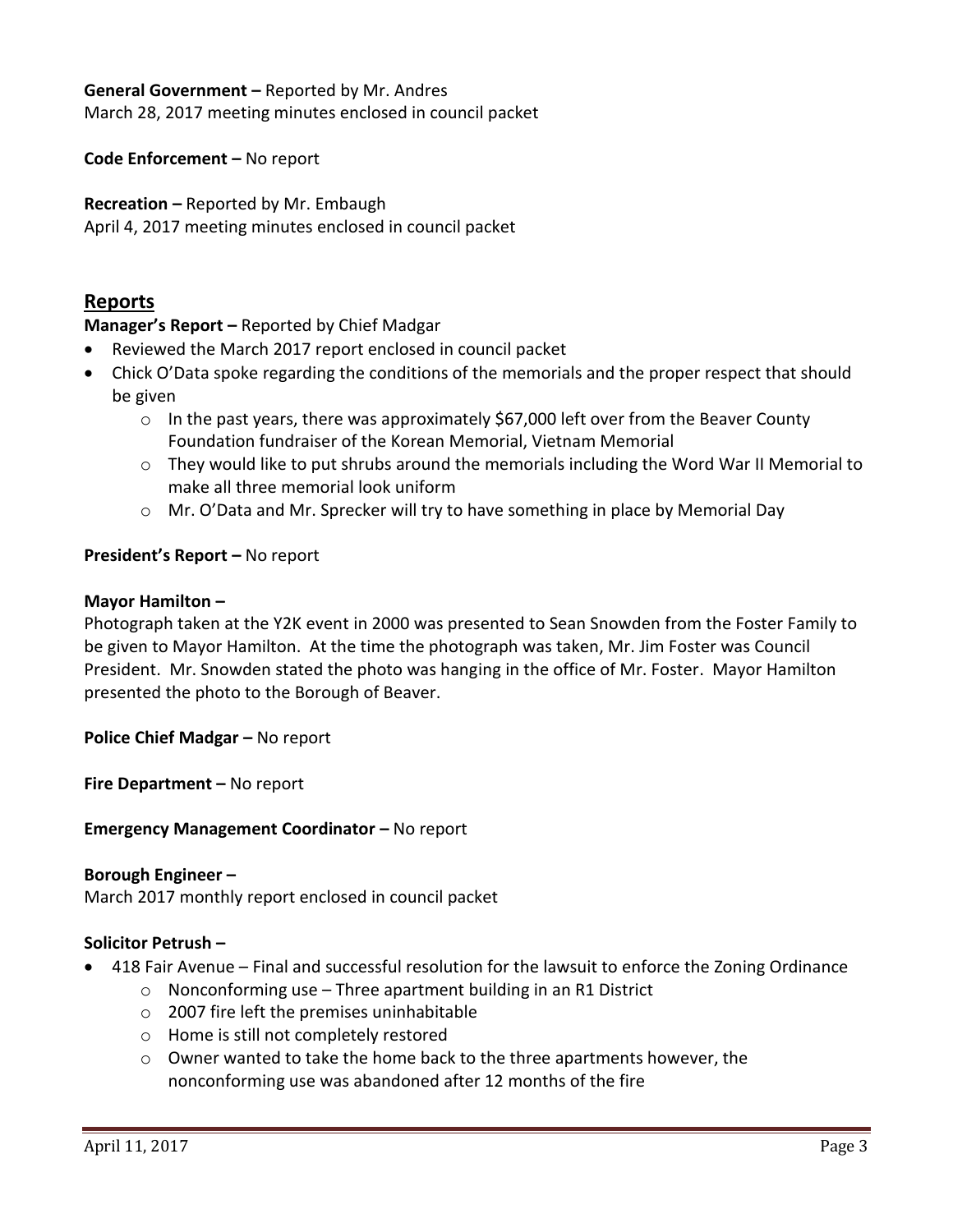**General Government –** Reported by Mr. Andres
March 28, 2017 meeting minutes enclosed in council packet

**Code Enforcement –** No report

**Recreation –** Reported by Mr. Embaugh
April 4, 2017 meeting minutes enclosed in council packet

## Reports

**Manager's Report –** Reported by Chief Madgar

- Reviewed the March 2017 report enclosed in council packet
- Chick O'Data spoke regarding the conditions of the memorials and the proper respect that should be given
  - In the past years, there was approximately $67,000 left over from the Beaver County Foundation fundraiser of the Korean Memorial, Vietnam Memorial
  - They would like to put shrubs around the memorials including the Word War II Memorial to make all three memorial look uniform
  - Mr. O'Data and Mr. Sprecker will try to have something in place by Memorial Day

**President's Report –** No report

**Mayor Hamilton –**
Photograph taken at the Y2K event in 2000 was presented to Sean Snowden from the Foster Family to be given to Mayor Hamilton. At the time the photograph was taken, Mr. Jim Foster was Council President. Mr. Snowden stated the photo was hanging in the office of Mr. Foster. Mayor Hamilton presented the photo to the Borough of Beaver.

**Police Chief Madgar –** No report

**Fire Department –** No report

**Emergency Management Coordinator –** No report

**Borough Engineer –**
March 2017 monthly report enclosed in council packet

**Solicitor Petrush –**

- 418 Fair Avenue – Final and successful resolution for the lawsuit to enforce the Zoning Ordinance
  - Nonconforming use – Three apartment building in an R1 District
  - 2007 fire left the premises uninhabitable
  - Home is still not completely restored
  - Owner wanted to take the home back to the three apartments however, the nonconforming use was abandoned after 12 months of the fire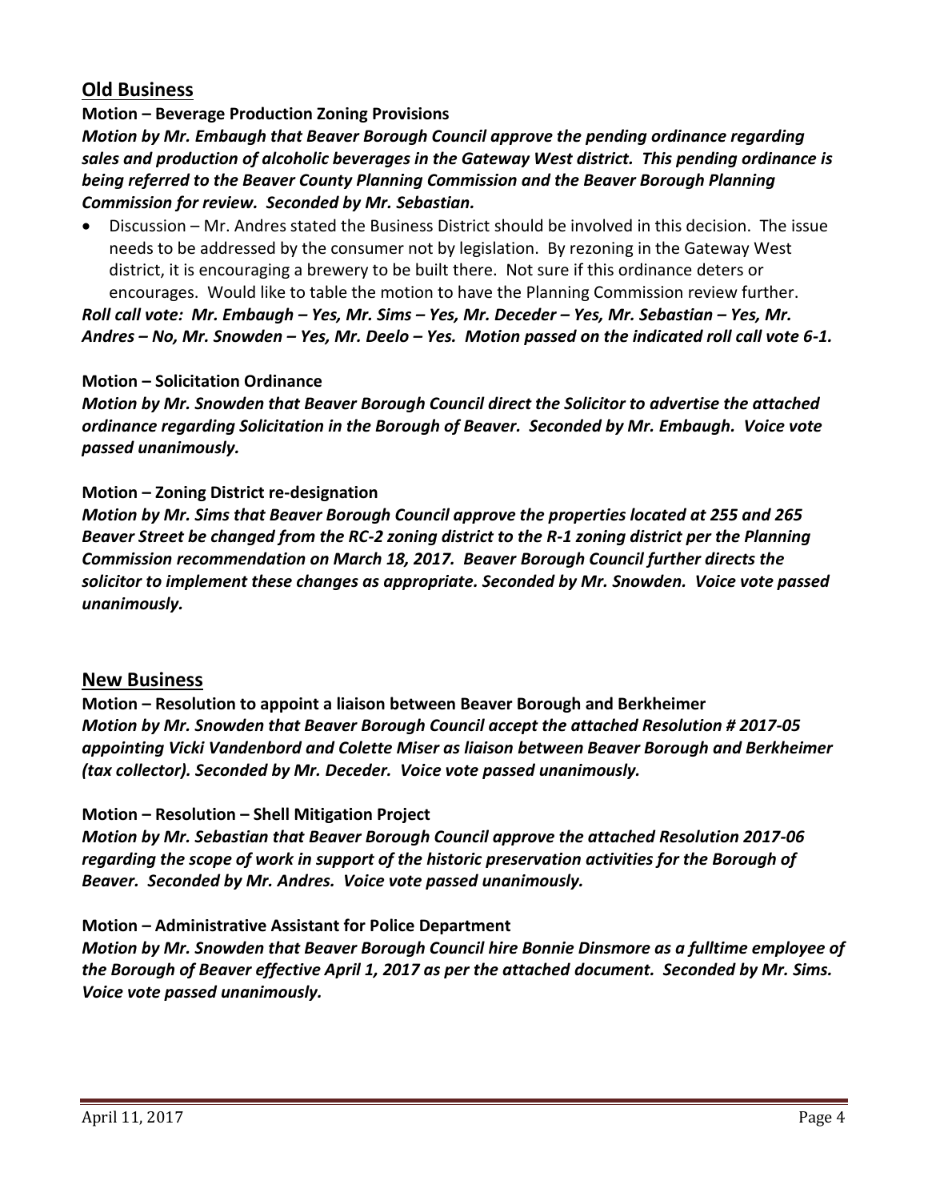## Old Business

**Motion – Beverage Production Zoning Provisions**

***Motion by Mr. Embaugh that Beaver Borough Council approve the pending ordinance regarding sales and production of alcoholic beverages in the Gateway West district. This pending ordinance is being referred to the Beaver County Planning Commission and the Beaver Borough Planning Commission for review. Seconded by Mr. Sebastian.***

- Discussion – Mr. Andres stated the Business District should be involved in this decision. The issue needs to be addressed by the consumer not by legislation. By rezoning in the Gateway West district, it is encouraging a brewery to be built there. Not sure if this ordinance deters or encourages. Would like to table the motion to have the Planning Commission review further.

***Roll call vote: Mr. Embaugh – Yes, Mr. Sims – Yes, Mr. Deceder – Yes, Mr. Sebastian – Yes, Mr. Andres – No, Mr. Snowden – Yes, Mr. Deelo – Yes. Motion passed on the indicated roll call vote 6-1.***

**Motion – Solicitation Ordinance**

***Motion by Mr. Snowden that Beaver Borough Council direct the Solicitor to advertise the attached ordinance regarding Solicitation in the Borough of Beaver. Seconded by Mr. Embaugh. Voice vote passed unanimously.***

**Motion – Zoning District re-designation**

***Motion by Mr. Sims that Beaver Borough Council approve the properties located at 255 and 265 Beaver Street be changed from the RC-2 zoning district to the R-1 zoning district per the Planning Commission recommendation on March 18, 2017. Beaver Borough Council further directs the solicitor to implement these changes as appropriate. Seconded by Mr. Snowden. Voice vote passed unanimously.***

## New Business

**Motion – Resolution to appoint a liaison between Beaver Borough and Berkheimer**

***Motion by Mr. Snowden that Beaver Borough Council accept the attached Resolution # 2017-05 appointing Vicki Vandenbord and Colette Miser as liaison between Beaver Borough and Berkheimer (tax collector). Seconded by Mr. Deceder. Voice vote passed unanimously.***

**Motion – Resolution – Shell Mitigation Project**

***Motion by Mr. Sebastian that Beaver Borough Council approve the attached Resolution 2017-06 regarding the scope of work in support of the historic preservation activities for the Borough of Beaver. Seconded by Mr. Andres. Voice vote passed unanimously.***

**Motion – Administrative Assistant for Police Department**

***Motion by Mr. Snowden that Beaver Borough Council hire Bonnie Dinsmore as a fulltime employee of the Borough of Beaver effective April 1, 2017 as per the attached document. Seconded by Mr. Sims. Voice vote passed unanimously.***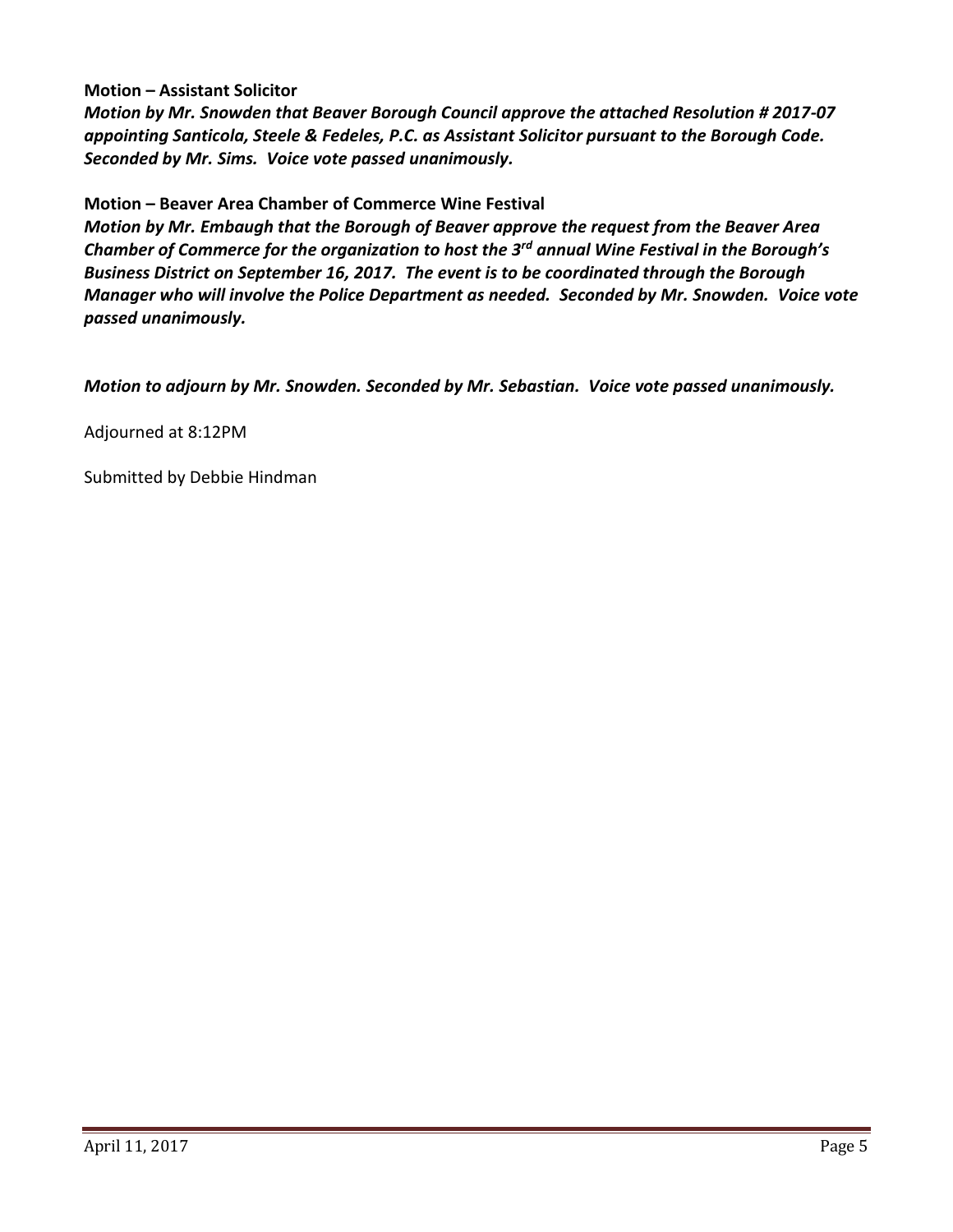**Motion – Assistant Solicitor**

***Motion by Mr. Snowden that Beaver Borough Council approve the attached Resolution # 2017-07 appointing Santicola, Steele & Fedeles, P.C. as Assistant Solicitor pursuant to the Borough Code. Seconded by Mr. Sims. Voice vote passed unanimously.***

**Motion – Beaver Area Chamber of Commerce Wine Festival**

***Motion by Mr. Embaugh that the Borough of Beaver approve the request from the Beaver Area Chamber of Commerce for the organization to host the 3rd annual Wine Festival in the Borough's Business District on September 16, 2017. The event is to be coordinated through the Borough Manager who will involve the Police Department as needed. Seconded by Mr. Snowden. Voice vote passed unanimously.***

***Motion to adjourn by Mr. Snowden. Seconded by Mr. Sebastian. Voice vote passed unanimously.***

Adjourned at 8:12PM

Submitted by Debbie Hindman